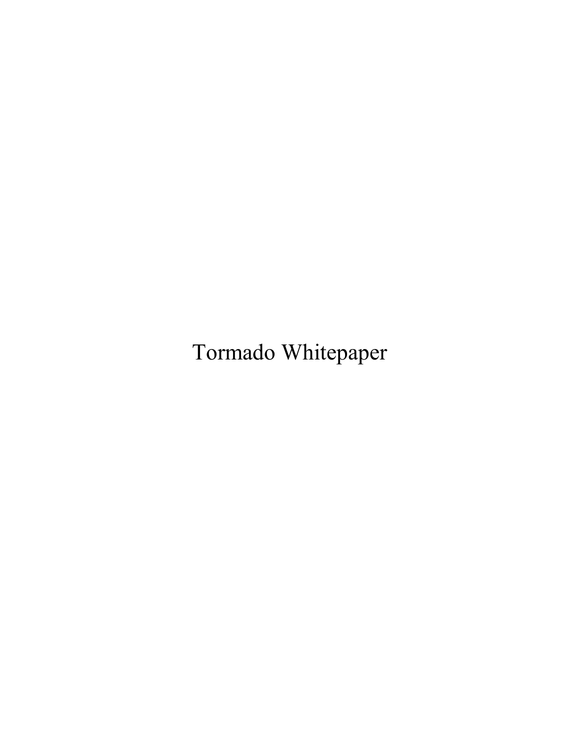# Tormado Whitepaper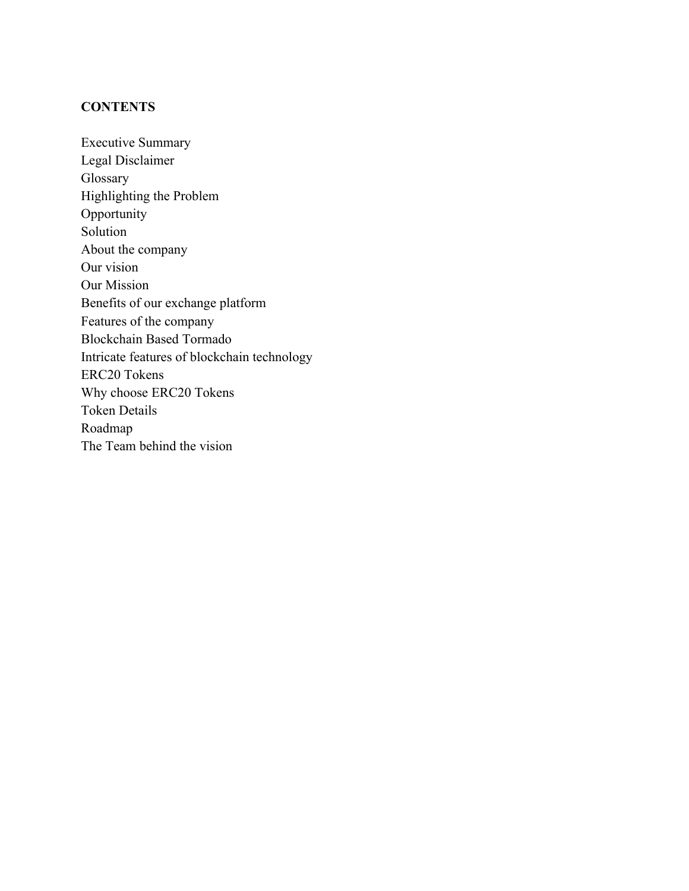**CONTENTS**

Executive Summary
Legal Disclaimer
Glossary
Highlighting the Problem
Opportunity
Solution
About the company
Our vision
Our Mission
Benefits of our exchange platform
Features of the company
Blockchain Based Tormado
Intricate features of blockchain technology
ERC20 Tokens
Why choose ERC20 Tokens
Token Details
Roadmap
The Team behind the vision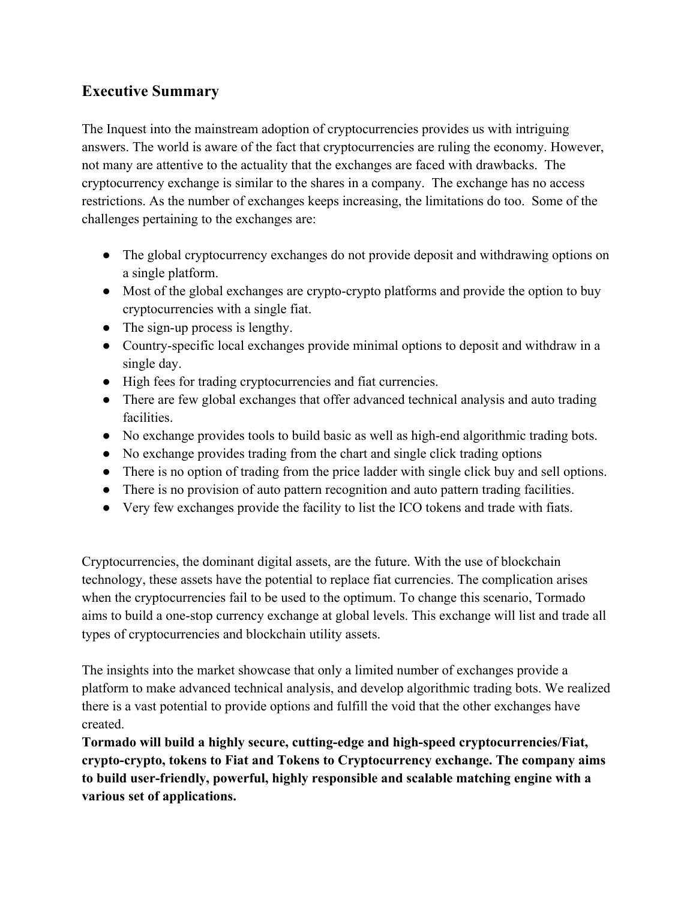## Executive Summary

The Inquest into the mainstream adoption of cryptocurrencies provides us with intriguing answers. The world is aware of the fact that cryptocurrencies are ruling the economy. However, not many are attentive to the actuality that the exchanges are faced with drawbacks. The cryptocurrency exchange is similar to the shares in a company. The exchange has no access restrictions. As the number of exchanges keeps increasing, the limitations do too. Some of the challenges pertaining to the exchanges are:

- The global cryptocurrency exchanges do not provide deposit and withdrawing options on a single platform.
- Most of the global exchanges are crypto-crypto platforms and provide the option to buy cryptocurrencies with a single fiat.
- The sign-up process is lengthy.
- Country-specific local exchanges provide minimal options to deposit and withdraw in a single day.
- High fees for trading cryptocurrencies and fiat currencies.
- There are few global exchanges that offer advanced technical analysis and auto trading facilities.
- No exchange provides tools to build basic as well as high-end algorithmic trading bots.
- No exchange provides trading from the chart and single click trading options
- There is no option of trading from the price ladder with single click buy and sell options.
- There is no provision of auto pattern recognition and auto pattern trading facilities.
- Very few exchanges provide the facility to list the ICO tokens and trade with fiats.

Cryptocurrencies, the dominant digital assets, are the future. With the use of blockchain technology, these assets have the potential to replace fiat currencies. The complication arises when the cryptocurrencies fail to be used to the optimum. To change this scenario, Tormado aims to build a one-stop currency exchange at global levels. This exchange will list and trade all types of cryptocurrencies and blockchain utility assets.

The insights into the market showcase that only a limited number of exchanges provide a platform to make advanced technical analysis, and develop algorithmic trading bots. We realized there is a vast potential to provide options and fulfill the void that the other exchanges have created.

**Tormado will build a highly secure, cutting-edge and high-speed cryptocurrencies/Fiat, crypto-crypto, tokens to Fiat and Tokens to Cryptocurrency exchange. The company aims to build user-friendly, powerful, highly responsible and scalable matching engine with a various set of applications.**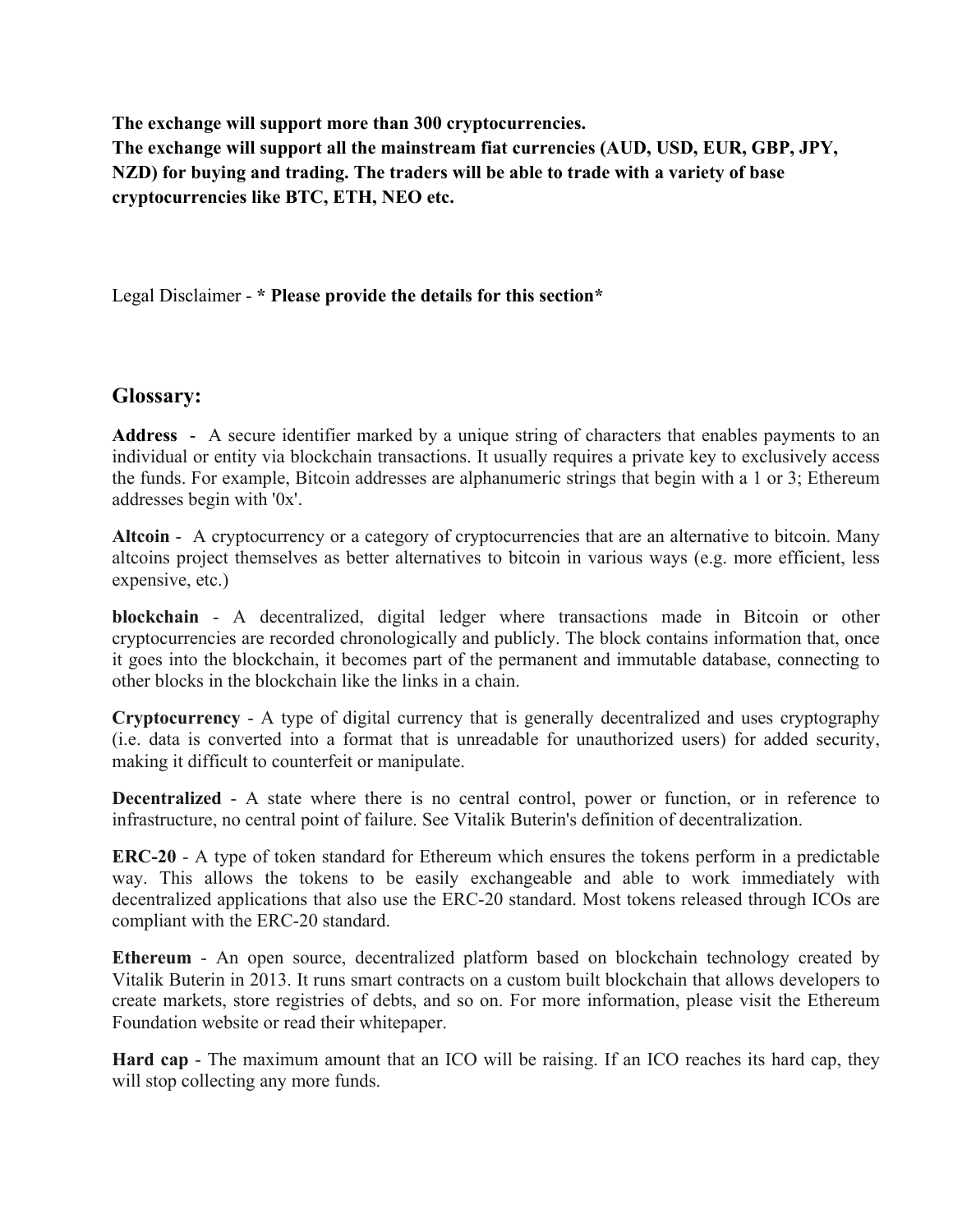**The exchange will support more than 300 cryptocurrencies.**
**The exchange will support all the mainstream fiat currencies (AUD, USD, EUR, GBP, JPY, NZD) for buying and trading. The traders will be able to trade with a variety of base cryptocurrencies like BTC, ETH, NEO etc.**

Legal Disclaimer - *** Please provide the details for this section***

## Glossary:

**Address** - A secure identifier marked by a unique string of characters that enables payments to an individual or entity via blockchain transactions. It usually requires a private key to exclusively access the funds. For example, Bitcoin addresses are alphanumeric strings that begin with a 1 or 3; Ethereum addresses begin with '0x'.

**Altcoin** - A cryptocurrency or a category of cryptocurrencies that are an alternative to bitcoin. Many altcoins project themselves as better alternatives to bitcoin in various ways (e.g. more efficient, less expensive, etc.)

**blockchain** - A decentralized, digital ledger where transactions made in Bitcoin or other cryptocurrencies are recorded chronologically and publicly. The block contains information that, once it goes into the blockchain, it becomes part of the permanent and immutable database, connecting to other blocks in the blockchain like the links in a chain.

**Cryptocurrency** - A type of digital currency that is generally decentralized and uses cryptography (i.e. data is converted into a format that is unreadable for unauthorized users) for added security, making it difficult to counterfeit or manipulate.

**Decentralized** - A state where there is no central control, power or function, or in reference to infrastructure, no central point of failure. See Vitalik Buterin's definition of decentralization.

**ERC-20** - A type of token standard for Ethereum which ensures the tokens perform in a predictable way. This allows the tokens to be easily exchangeable and able to work immediately with decentralized applications that also use the ERC-20 standard. Most tokens released through ICOs are compliant with the ERC-20 standard.

**Ethereum** - An open source, decentralized platform based on blockchain technology created by Vitalik Buterin in 2013. It runs smart contracts on a custom built blockchain that allows developers to create markets, store registries of debts, and so on. For more information, please visit the Ethereum Foundation website or read their whitepaper.

**Hard cap** - The maximum amount that an ICO will be raising. If an ICO reaches its hard cap, they will stop collecting any more funds.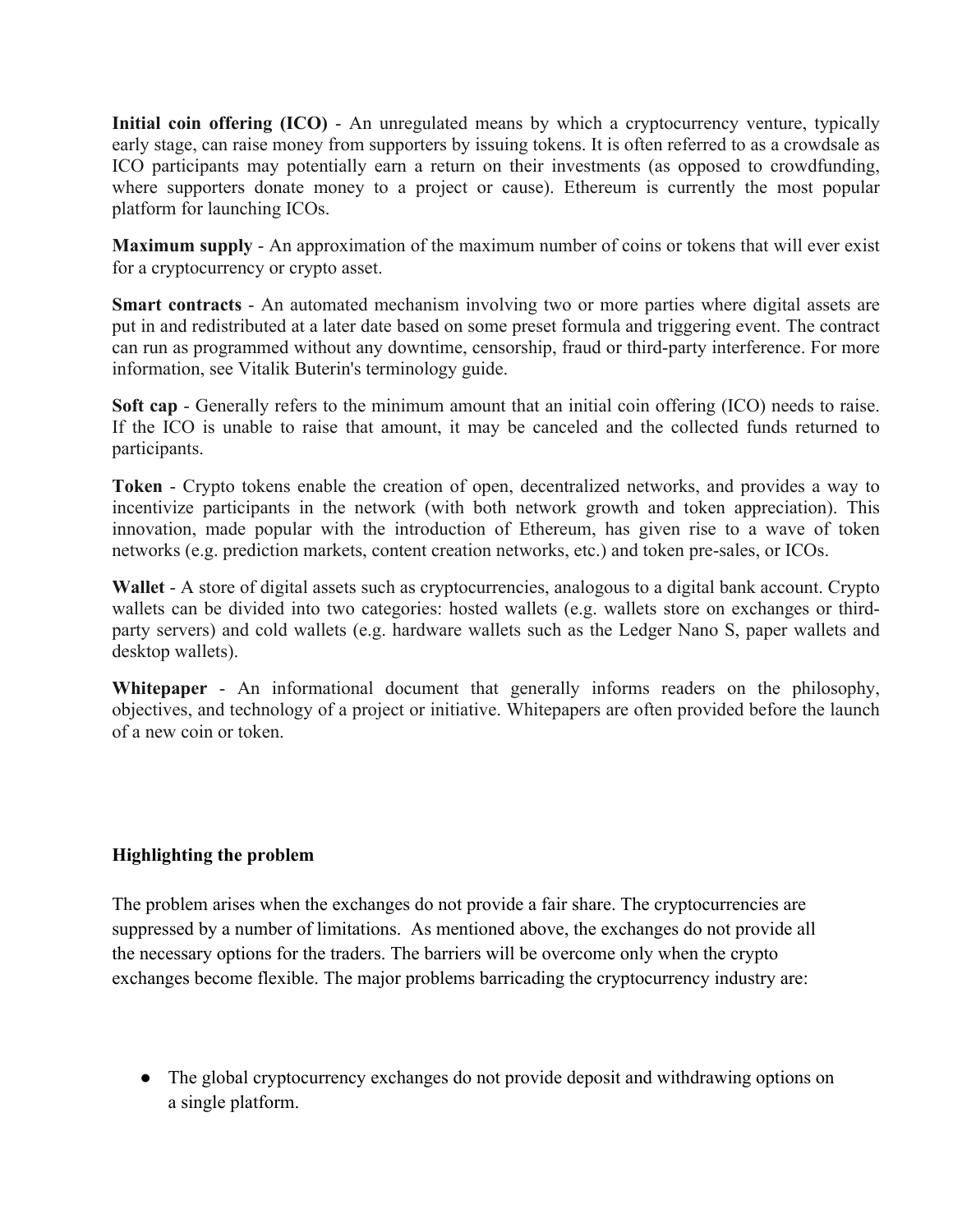**Initial coin offering (ICO)** - An unregulated means by which a cryptocurrency venture, typically early stage, can raise money from supporters by issuing tokens. It is often referred to as a crowdsale as ICO participants may potentially earn a return on their investments (as opposed to crowdfunding, where supporters donate money to a project or cause). Ethereum is currently the most popular platform for launching ICOs.

**Maximum supply** - An approximation of the maximum number of coins or tokens that will ever exist for a cryptocurrency or crypto asset.

**Smart contracts** - An automated mechanism involving two or more parties where digital assets are put in and redistributed at a later date based on some preset formula and triggering event. The contract can run as programmed without any downtime, censorship, fraud or third-party interference. For more information, see Vitalik Buterin's terminology guide.

**Soft cap** - Generally refers to the minimum amount that an initial coin offering (ICO) needs to raise. If the ICO is unable to raise that amount, it may be canceled and the collected funds returned to participants.

**Token** - Crypto tokens enable the creation of open, decentralized networks, and provides a way to incentivize participants in the network (with both network growth and token appreciation). This innovation, made popular with the introduction of Ethereum, has given rise to a wave of token networks (e.g. prediction markets, content creation networks, etc.) and token pre-sales, or ICOs.

**Wallet** - A store of digital assets such as cryptocurrencies, analogous to a digital bank account. Crypto wallets can be divided into two categories: hosted wallets (e.g. wallets store on exchanges or third-party servers) and cold wallets (e.g. hardware wallets such as the Ledger Nano S, paper wallets and desktop wallets).

**Whitepaper** - An informational document that generally informs readers on the philosophy, objectives, and technology of a project or initiative. Whitepapers are often provided before the launch of a new coin or token.

**Highlighting the problem**

The problem arises when the exchanges do not provide a fair share. The cryptocurrencies are suppressed by a number of limitations. As mentioned above, the exchanges do not provide all the necessary options for the traders. The barriers will be overcome only when the crypto exchanges become flexible. The major problems barricading the cryptocurrency industry are:

- The global cryptocurrency exchanges do not provide deposit and withdrawing options on a single platform.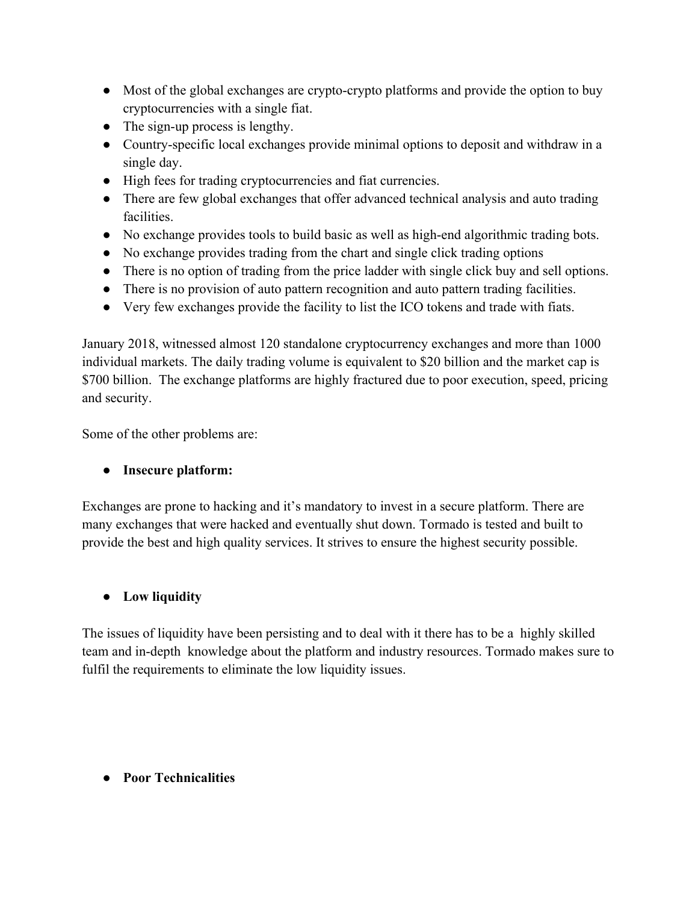- Most of the global exchanges are crypto-crypto platforms and provide the option to buy cryptocurrencies with a single fiat.
- The sign-up process is lengthy.
- Country-specific local exchanges provide minimal options to deposit and withdraw in a single day.
- High fees for trading cryptocurrencies and fiat currencies.
- There are few global exchanges that offer advanced technical analysis and auto trading facilities.
- No exchange provides tools to build basic as well as high-end algorithmic trading bots.
- No exchange provides trading from the chart and single click trading options
- There is no option of trading from the price ladder with single click buy and sell options.
- There is no provision of auto pattern recognition and auto pattern trading facilities.
- Very few exchanges provide the facility to list the ICO tokens and trade with fiats.

January 2018, witnessed almost 120 standalone cryptocurrency exchanges and more than 1000 individual markets. The daily trading volume is equivalent to $20 billion and the market cap is $700 billion. The exchange platforms are highly fractured due to poor execution, speed, pricing and security.

Some of the other problems are:

- **Insecure platform:**

Exchanges are prone to hacking and it's mandatory to invest in a secure platform. There are many exchanges that were hacked and eventually shut down. Tormado is tested and built to provide the best and high quality services. It strives to ensure the highest security possible.

- **Low liquidity**

The issues of liquidity have been persisting and to deal with it there has to be a highly skilled team and in-depth knowledge about the platform and industry resources. Tormado makes sure to fulfil the requirements to eliminate the low liquidity issues.

- **Poor Technicalities**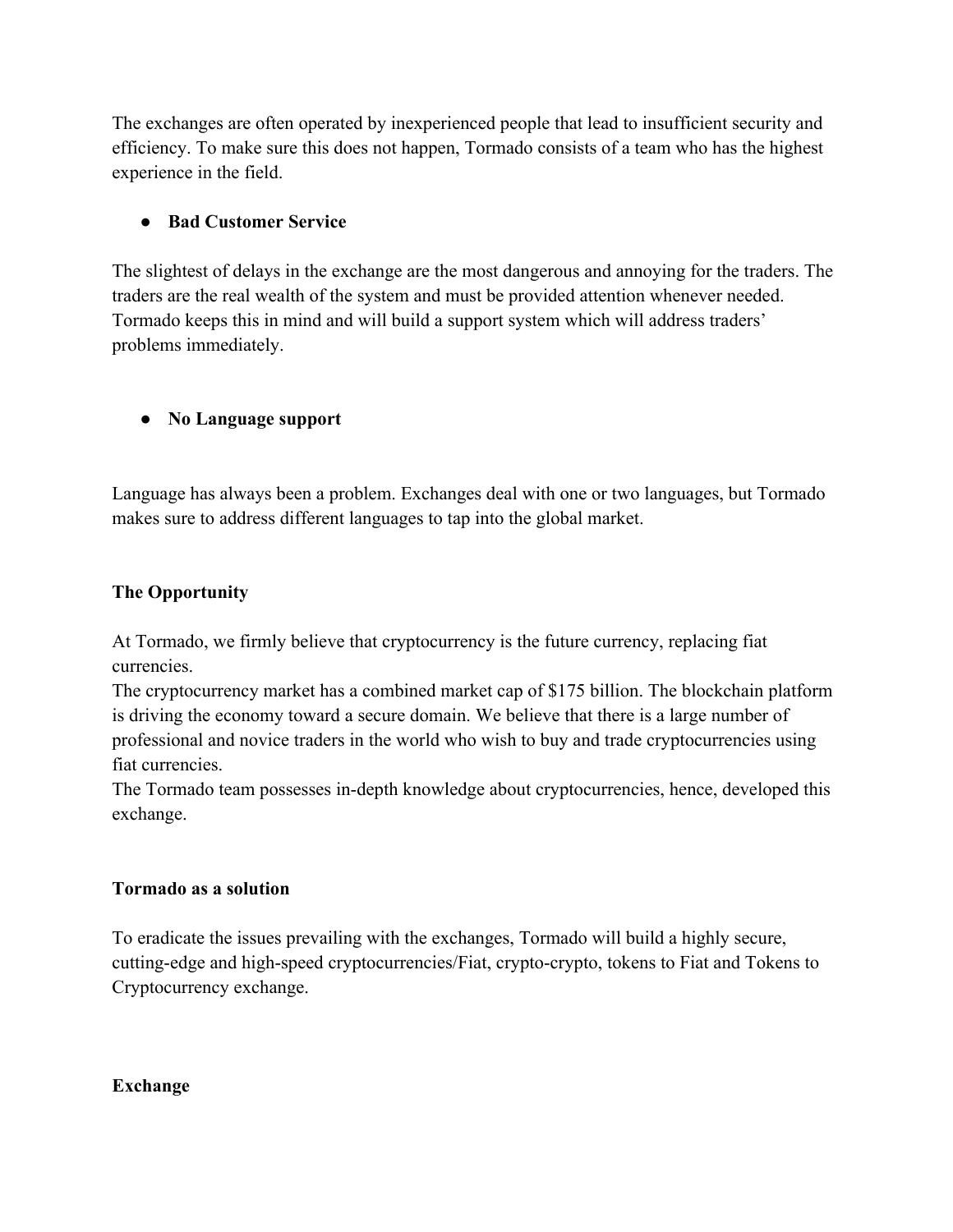The exchanges are often operated by inexperienced people that lead to insufficient security and efficiency. To make sure this does not happen, Tormado consists of a team who has the highest experience in the field.

- **Bad Customer Service**

The slightest of delays in the exchange are the most dangerous and annoying for the traders. The traders are the real wealth of the system and must be provided attention whenever needed. Tormado keeps this in mind and will build a support system which will address traders' problems immediately.

- **No Language support**

Language has always been a problem. Exchanges deal with one or two languages, but Tormado makes sure to address different languages to tap into the global market.

**The Opportunity**

At Tormado, we firmly believe that cryptocurrency is the future currency, replacing fiat currencies.
The cryptocurrency market has a combined market cap of $175 billion. The blockchain platform is driving the economy toward a secure domain. We believe that there is a large number of professional and novice traders in the world who wish to buy and trade cryptocurrencies using fiat currencies.
The Tormado team possesses in-depth knowledge about cryptocurrencies, hence, developed this exchange.

**Tormado as a solution**

To eradicate the issues prevailing with the exchanges, Tormado will build a highly secure, cutting-edge and high-speed cryptocurrencies/Fiat, crypto-crypto, tokens to Fiat and Tokens to Cryptocurrency exchange.

**Exchange**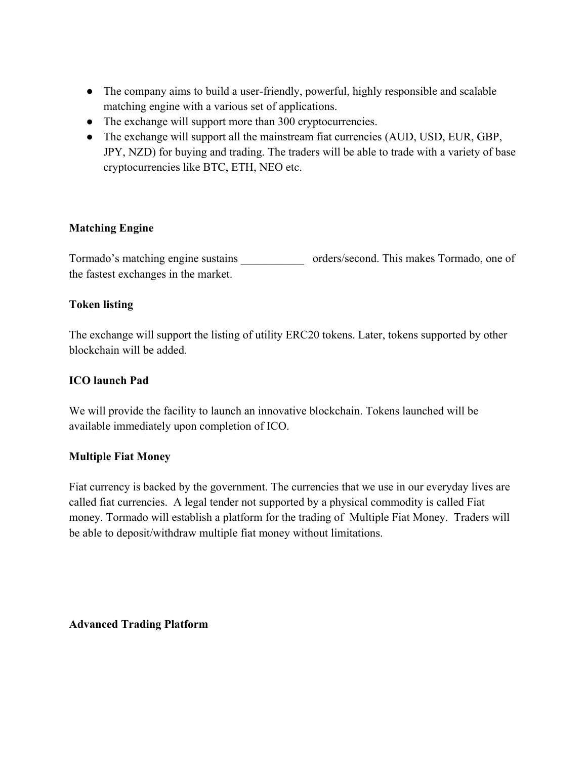- The company aims to build a user-friendly, powerful, highly responsible and scalable matching engine with a various set of applications.
- The exchange will support more than 300 cryptocurrencies.
- The exchange will support all the mainstream fiat currencies (AUD, USD, EUR, GBP, JPY, NZD) for buying and trading. The traders will be able to trade with a variety of base cryptocurrencies like BTC, ETH, NEO etc.

**Matching Engine**

Tormado's matching engine sustains ___________ orders/second. This makes Tormado, one of the fastest exchanges in the market.

**Token listing**

The exchange will support the listing of utility ERC20 tokens. Later, tokens supported by other blockchain will be added.

**ICO launch Pad**

We will provide the facility to launch an innovative blockchain. Tokens launched will be available immediately upon completion of ICO.

**Multiple Fiat Money**

Fiat currency is backed by the government. The currencies that we use in our everyday lives are called fiat currencies. A legal tender not supported by a physical commodity is called Fiat money. Tormado will establish a platform for the trading of Multiple Fiat Money. Traders will be able to deposit/withdraw multiple fiat money without limitations.

**Advanced Trading Platform**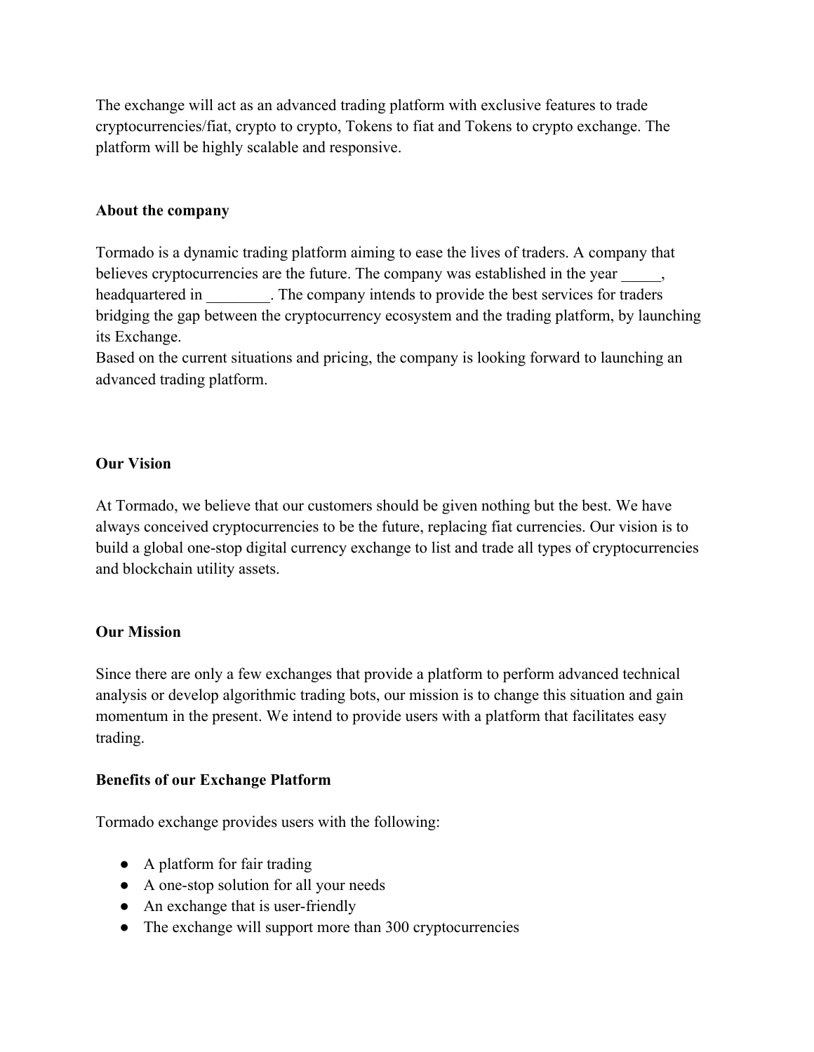The exchange will act as an advanced trading platform with exclusive features to trade cryptocurrencies/fiat, crypto to crypto, Tokens to fiat and Tokens to crypto exchange. The platform will be highly scalable and responsive.

**About the company**

Tormado is a dynamic trading platform aiming to ease the lives of traders. A company that believes cryptocurrencies are the future. The company was established in the year _____, headquartered in ________. The company intends to provide the best services for traders bridging the gap between the cryptocurrency ecosystem and the trading platform, by launching its Exchange.
Based on the current situations and pricing, the company is looking forward to launching an advanced trading platform.

**Our Vision**

At Tormado, we believe that our customers should be given nothing but the best. We have always conceived cryptocurrencies to be the future, replacing fiat currencies. Our vision is to build a global one-stop digital currency exchange to list and trade all types of cryptocurrencies and blockchain utility assets.

**Our Mission**

Since there are only a few exchanges that provide a platform to perform advanced technical analysis or develop algorithmic trading bots, our mission is to change this situation and gain momentum in the present. We intend to provide users with a platform that facilitates easy trading.

**Benefits of our Exchange Platform**

Tormado exchange provides users with the following:

- A platform for fair trading
- A one-stop solution for all your needs
- An exchange that is user-friendly
- The exchange will support more than 300 cryptocurrencies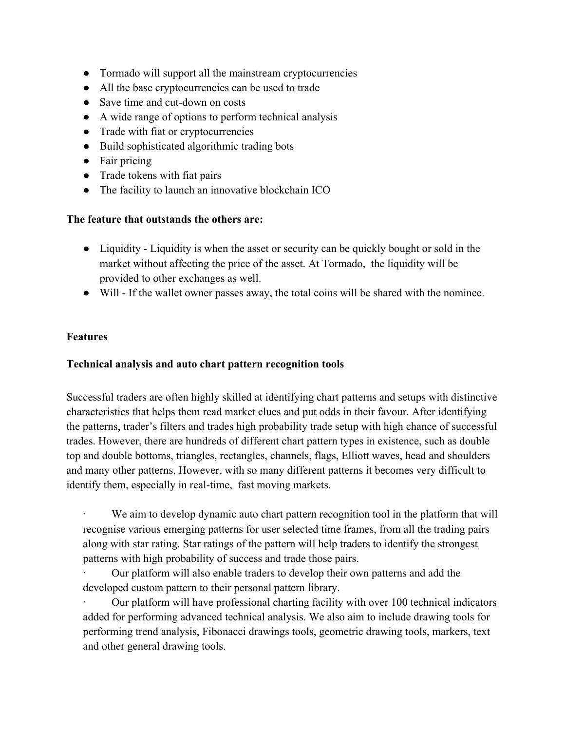- Tormado will support all the mainstream cryptocurrencies
- All the base cryptocurrencies can be used to trade
- Save time and cut-down on costs
- A wide range of options to perform technical analysis
- Trade with fiat or cryptocurrencies
- Build sophisticated algorithmic trading bots
- Fair pricing
- Trade tokens with fiat pairs
- The facility to launch an innovative blockchain ICO

**The feature that outstands the others are:**

- Liquidity - Liquidity is when the asset or security can be quickly bought or sold in the market without affecting the price of the asset. At Tormado, the liquidity will be provided to other exchanges as well.
- Will - If the wallet owner passes away, the total coins will be shared with the nominee.

**Features**

**Technical analysis and auto chart pattern recognition tools**

Successful traders are often highly skilled at identifying chart patterns and setups with distinctive characteristics that helps them read market clues and put odds in their favour. After identifying the patterns, trader's filters and trades high probability trade setup with high chance of successful trades. However, there are hundreds of different chart pattern types in existence, such as double top and double bottoms, triangles, rectangles, channels, flags, Elliott waves, head and shoulders and many other patterns. However, with so many different patterns it becomes very difficult to identify them, especially in real-time, fast moving markets.

- We aim to develop dynamic auto chart pattern recognition tool in the platform that will recognise various emerging patterns for user selected time frames, from all the trading pairs along with star rating. Star ratings of the pattern will help traders to identify the strongest patterns with high probability of success and trade those pairs.
- Our platform will also enable traders to develop their own patterns and add the developed custom pattern to their personal pattern library.
- Our platform will have professional charting facility with over 100 technical indicators added for performing advanced technical analysis. We also aim to include drawing tools for performing trend analysis, Fibonacci drawings tools, geometric drawing tools, markers, text and other general drawing tools.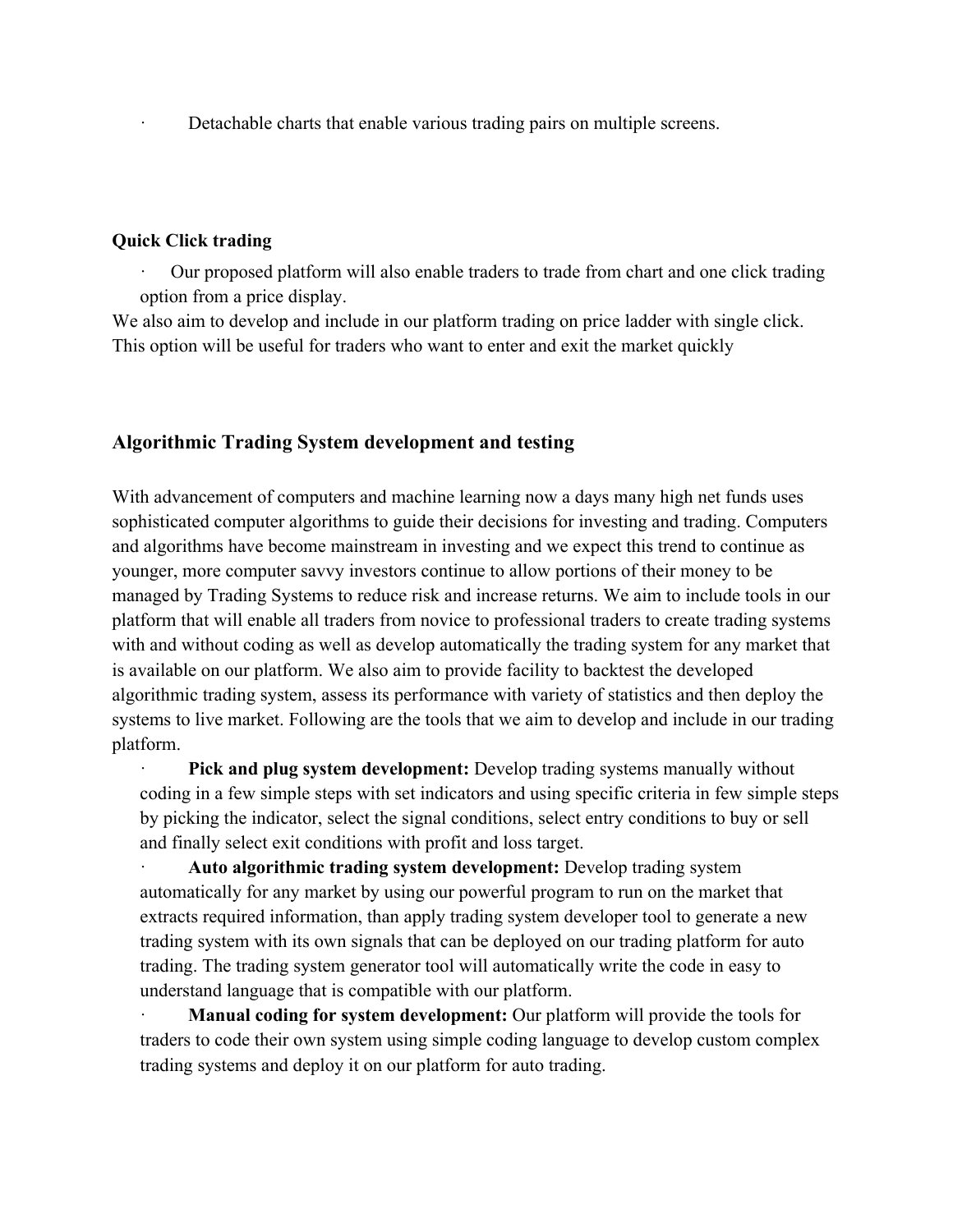- Detachable charts that enable various trading pairs on multiple screens.

**Quick Click trading**

- Our proposed platform will also enable traders to trade from chart and one click trading option from a price display.

We also aim to develop and include in our platform trading on price ladder with single click. This option will be useful for traders who want to enter and exit the market quickly

### Algorithmic Trading System development and testing

With advancement of computers and machine learning now a days many high net funds uses sophisticated computer algorithms to guide their decisions for investing and trading. Computers and algorithms have become mainstream in investing and we expect this trend to continue as younger, more computer savvy investors continue to allow portions of their money to be managed by Trading Systems to reduce risk and increase returns. We aim to include tools in our platform that will enable all traders from novice to professional traders to create trading systems with and without coding as well as develop automatically the trading system for any market that is available on our platform. We also aim to provide facility to backtest the developed algorithmic trading system, assess its performance with variety of statistics and then deploy the systems to live market. Following are the tools that we aim to develop and include in our trading platform.

- **Pick and plug system development:** Develop trading systems manually without coding in a few simple steps with set indicators and using specific criteria in few simple steps by picking the indicator, select the signal conditions, select entry conditions to buy or sell and finally select exit conditions with profit and loss target.
- **Auto algorithmic trading system development:** Develop trading system automatically for any market by using our powerful program to run on the market that extracts required information, than apply trading system developer tool to generate a new trading system with its own signals that can be deployed on our trading platform for auto trading. The trading system generator tool will automatically write the code in easy to understand language that is compatible with our platform.
- **Manual coding for system development:** Our platform will provide the tools for traders to code their own system using simple coding language to develop custom complex trading systems and deploy it on our platform for auto trading.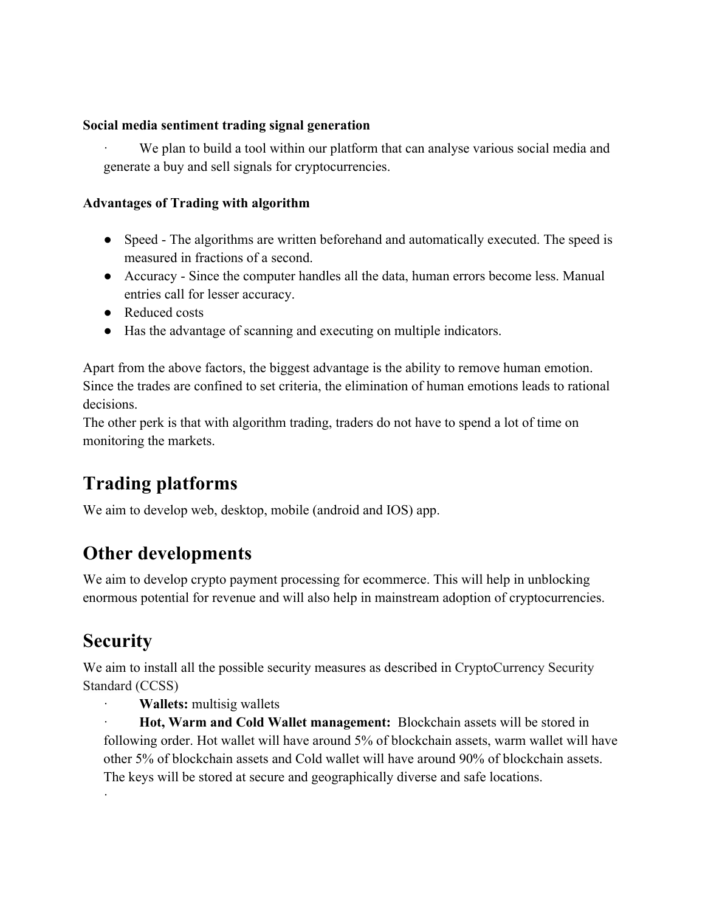**Social media sentiment trading signal generation**

- We plan to build a tool within our platform that can analyse various social media and generate a buy and sell signals for cryptocurrencies.

**Advantages of Trading with algorithm**

- Speed - The algorithms are written beforehand and automatically executed. The speed is measured in fractions of a second.
- Accuracy - Since the computer handles all the data, human errors become less. Manual entries call for lesser accuracy.
- Reduced costs
- Has the advantage of scanning and executing on multiple indicators.

Apart from the above factors, the biggest advantage is the ability to remove human emotion. Since the trades are confined to set criteria, the elimination of human emotions leads to rational decisions.
The other perk is that with algorithm trading, traders do not have to spend a lot of time on monitoring the markets.

## Trading platforms

We aim to develop web, desktop, mobile (android and IOS) app.

## Other developments

We aim to develop crypto payment processing for ecommerce. This will help in unblocking enormous potential for revenue and will also help in mainstream adoption of cryptocurrencies.

## Security

We aim to install all the possible security measures as described in CryptoCurrency Security Standard (CCSS)

- **Wallets:** multisig wallets
- **Hot, Warm and Cold Wallet management:** Blockchain assets will be stored in following order. Hot wallet will have around 5% of blockchain assets, warm wallet will have other 5% of blockchain assets and Cold wallet will have around 90% of blockchain assets. The keys will be stored at secure and geographically diverse and safe locations.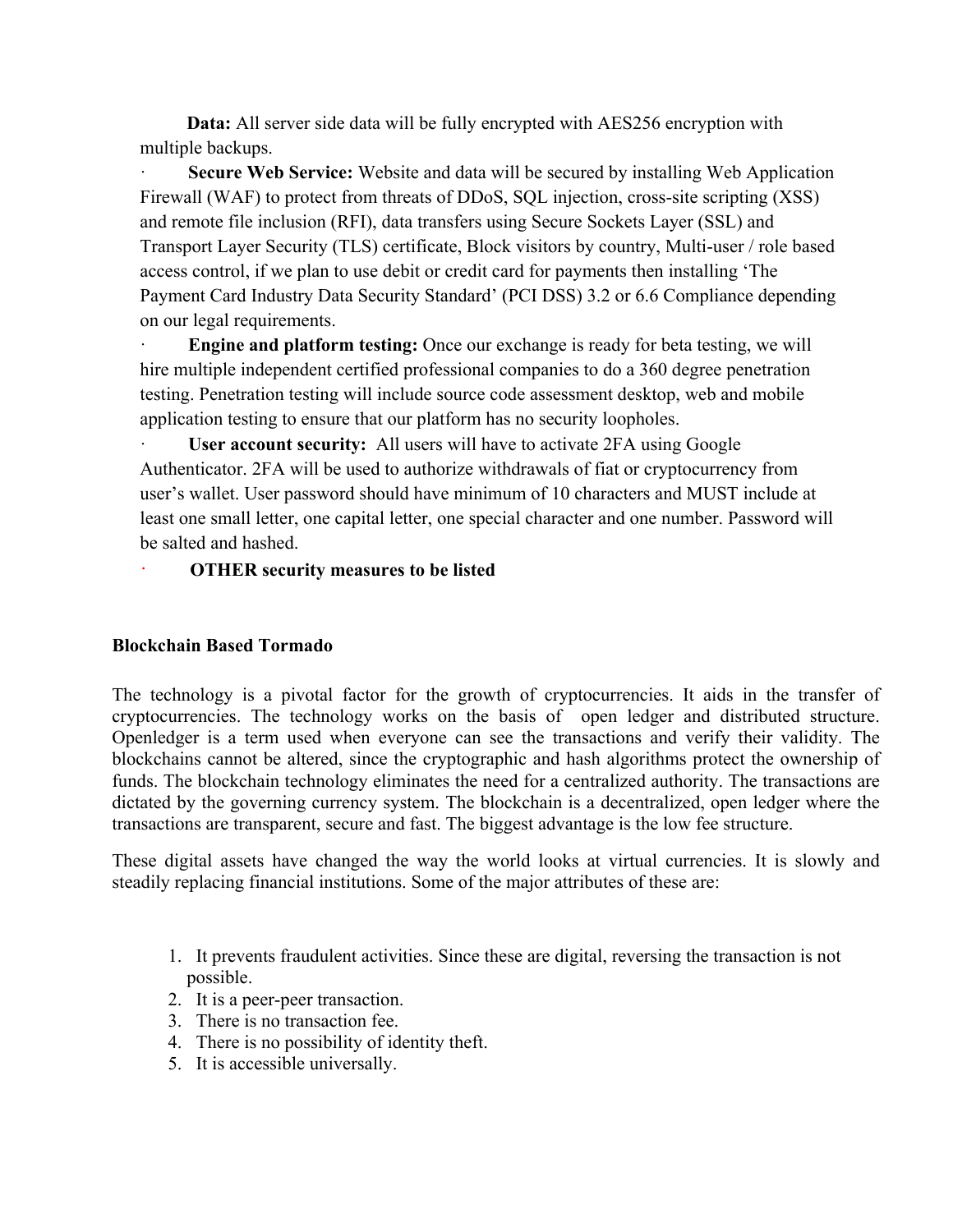**Data:** All server side data will be fully encrypted with AES256 encryption with multiple backups.

- **Secure Web Service:** Website and data will be secured by installing Web Application Firewall (WAF) to protect from threats of DDoS, SQL injection, cross-site scripting (XSS) and remote file inclusion (RFI), data transfers using Secure Sockets Layer (SSL) and Transport Layer Security (TLS) certificate, Block visitors by country, Multi-user / role based access control, if we plan to use debit or credit card for payments then installing 'The Payment Card Industry Data Security Standard' (PCI DSS) 3.2 or 6.6 Compliance depending on our legal requirements.
- **Engine and platform testing:** Once our exchange is ready for beta testing, we will hire multiple independent certified professional companies to do a 360 degree penetration testing. Penetration testing will include source code assessment desktop, web and mobile application testing to ensure that our platform has no security loopholes.
- **User account security:** All users will have to activate 2FA using Google Authenticator. 2FA will be used to authorize withdrawals of fiat or cryptocurrency from user's wallet. User password should have minimum of 10 characters and MUST include at least one small letter, one capital letter, one special character and one number. Password will be salted and hashed.
- **OTHER security measures to be listed**

**Blockchain Based Tormado**

The technology is a pivotal factor for the growth of cryptocurrencies. It aids in the transfer of cryptocurrencies. The technology works on the basis of open ledger and distributed structure. Openledger is a term used when everyone can see the transactions and verify their validity. The blockchains cannot be altered, since the cryptographic and hash algorithms protect the ownership of funds. The blockchain technology eliminates the need for a centralized authority. The transactions are dictated by the governing currency system. The blockchain is a decentralized, open ledger where the transactions are transparent, secure and fast. The biggest advantage is the low fee structure.

These digital assets have changed the way the world looks at virtual currencies. It is slowly and steadily replacing financial institutions. Some of the major attributes of these are:

1. It prevents fraudulent activities. Since these are digital, reversing the transaction is not possible.
2. It is a peer-peer transaction.
3. There is no transaction fee.
4. There is no possibility of identity theft.
5. It is accessible universally.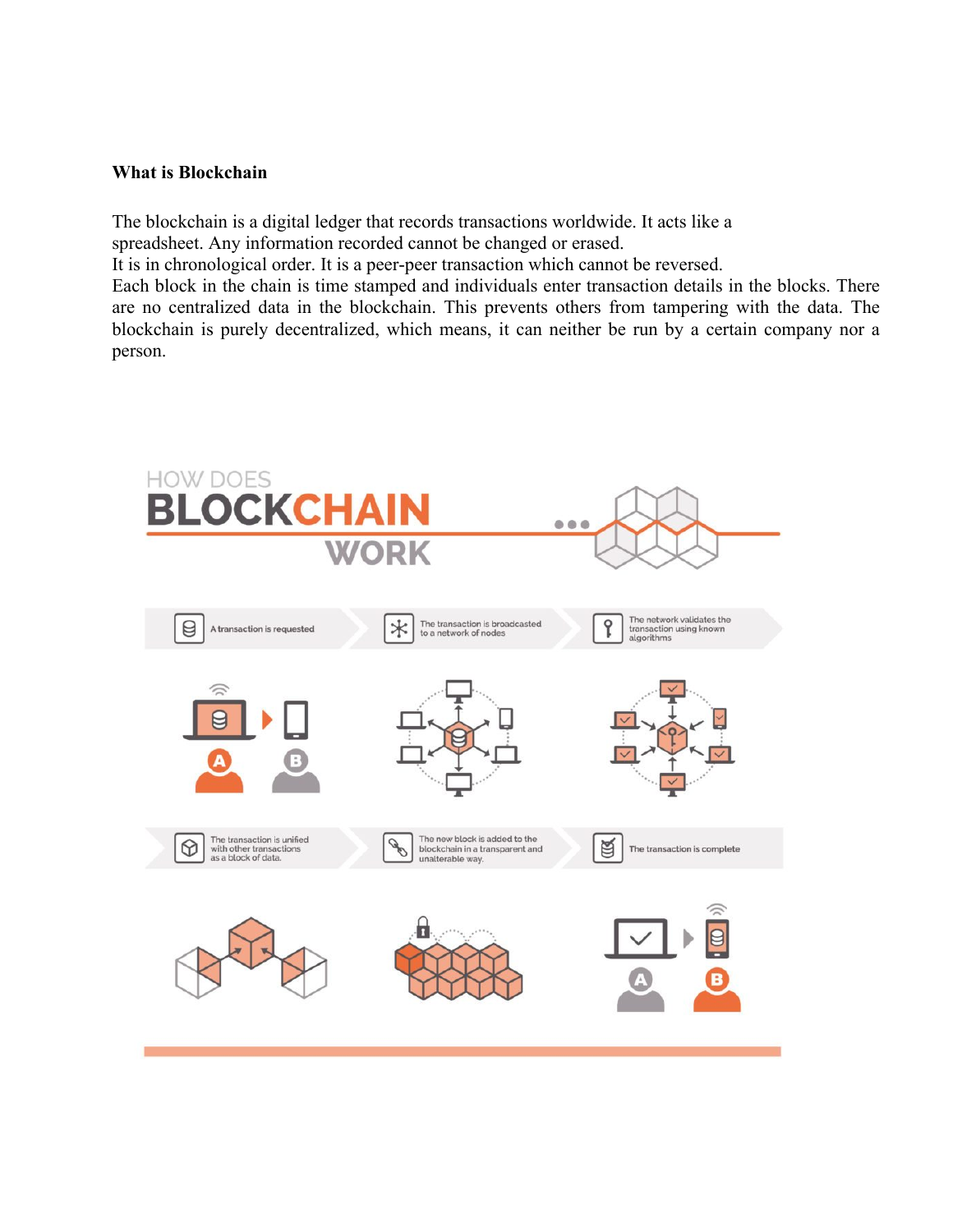**What is Blockchain**

The blockchain is a digital ledger that records transactions worldwide. It acts like a spreadsheet. Any information recorded cannot be changed or erased.
It is in chronological order. It is a peer-peer transaction which cannot be reversed.
Each block in the chain is time stamped and individuals enter transaction details in the blocks. There are no centralized data in the blockchain. This prevents others from tampering with the data. The blockchain is purely decentralized, which means, it can neither be run by a certain company nor a person.

HOW DOES BLOCKCHAIN WORK

- A transaction is requested
- The transaction is broadcasted to a network of nodes
- The network validates the transaction using known algorithms
- The transaction is unified with other transactions as a block of data.
- The new block is added to the blockchain in a transparent and unalterable way.
- The transaction is complete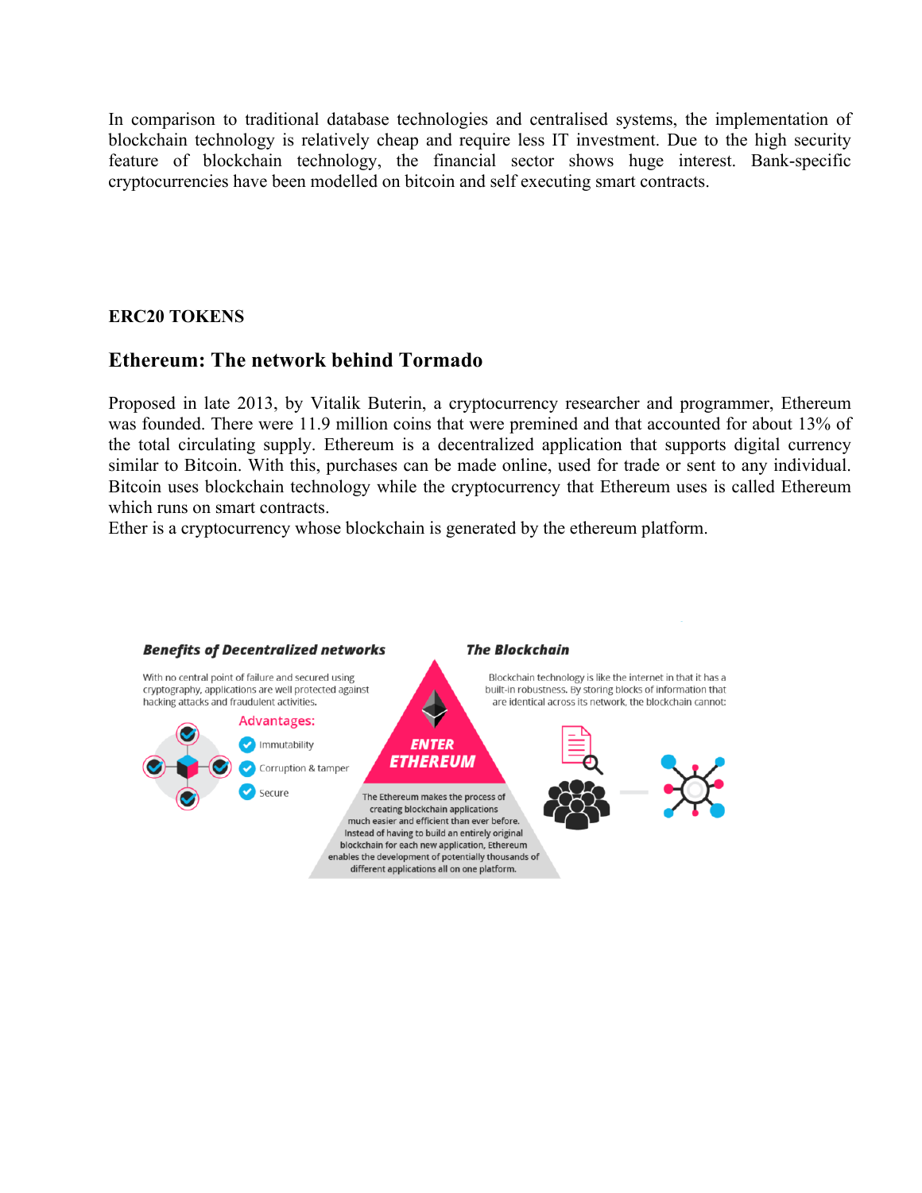In comparison to traditional database technologies and centralised systems, the implementation of blockchain technology is relatively cheap and require less IT investment. Due to the high security feature of blockchain technology, the financial sector shows huge interest. Bank-specific cryptocurrencies have been modelled on bitcoin and self executing smart contracts.

**ERC20 TOKENS**

## Ethereum: The network behind Tormado

Proposed in late 2013, by Vitalik Buterin, a cryptocurrency researcher and programmer, Ethereum was founded. There were 11.9 million coins that were premined and that accounted for about 13% of the total circulating supply. Ethereum is a decentralized application that supports digital currency similar to Bitcoin. With this, purchases can be made online, used for trade or sent to any individual. Bitcoin uses blockchain technology while the cryptocurrency that Ethereum uses is called Ethereum which runs on smart contracts.
Ether is a cryptocurrency whose blockchain is generated by the ethereum platform.

***Benefits of Decentralized networks***

With no central point of failure and secured using cryptography, applications are well protected against hacking attacks and fraudulent activities.

Advantages:

- Immutability
- Corruption & tamper
- Secure

***ENTER ETHEREUM***

The Ethereum makes the process of creating blockchain applications much easier and efficient than ever before. Instead of having to build an entirely original blockchain for each new application, Ethereum enables the development of potentially thousands of different applications all on one platform.

***The Blockchain***

Blockchain technology is like the internet in that it has a built-in robustness. By storing blocks of information that are identical across its network, the blockchain cannot: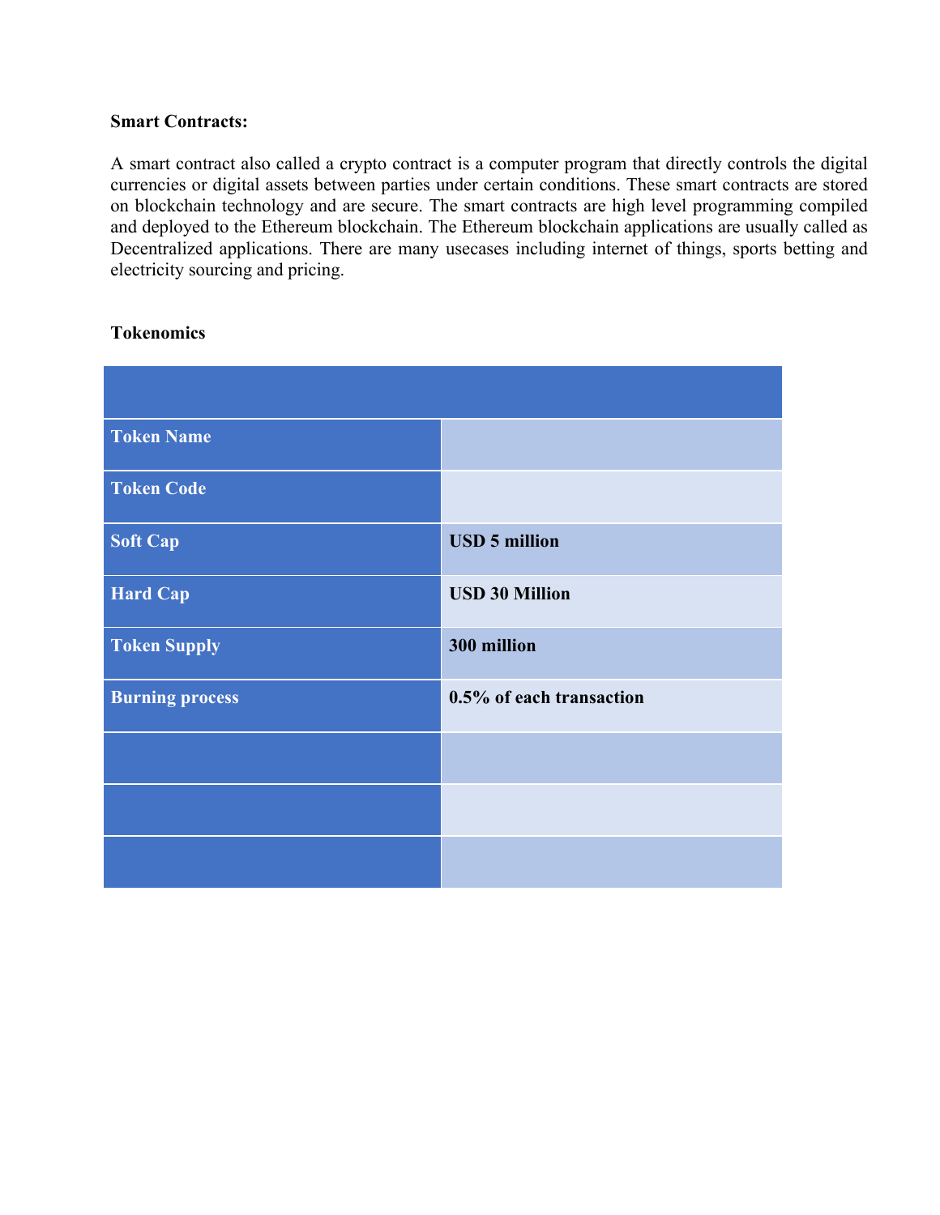**Smart Contracts:**

A smart contract also called a crypto contract is a computer program that directly controls the digital currencies or digital assets between parties under certain conditions. These smart contracts are stored on blockchain technology and are secure. The smart contracts are high level programming compiled and deployed to the Ethereum blockchain. The Ethereum blockchain applications are usually called as Decentralized applications. There are many usecases including internet of things, sports betting and electricity sourcing and pricing.

**Tokenomics**

| | |
|---|---|
| **Token Name** | |
| **Token Code** | |
| **Soft Cap** | **USD 5 million** |
| **Hard Cap** | **USD 30 Million** |
| **Token Supply** | **300 million** |
| **Burning process** | **0.5% of each transaction** |
| | |
| | |
| | |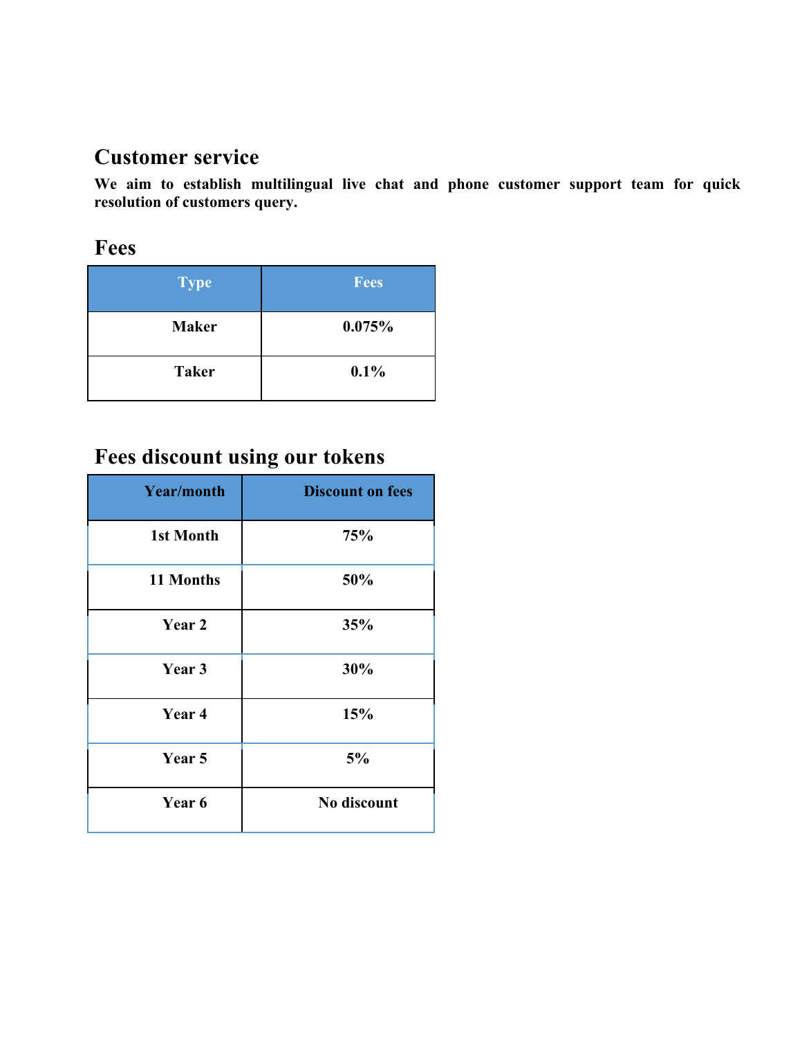## Customer service

**We aim to establish multilingual live chat and phone customer support team for quick resolution of customers query.**

## Fees

| Type | Fees |
| --- | --- |
| Maker | 0.075% |
| Taker | 0.1% |

## Fees discount using our tokens

| Year/month | Discount on fees |
| --- | --- |
| 1st Month | 75% |
| 11 Months | 50% |
| Year 2 | 35% |
| Year 3 | 30% |
| Year 4 | 15% |
| Year 5 | 5% |
| Year 6 | No discount |